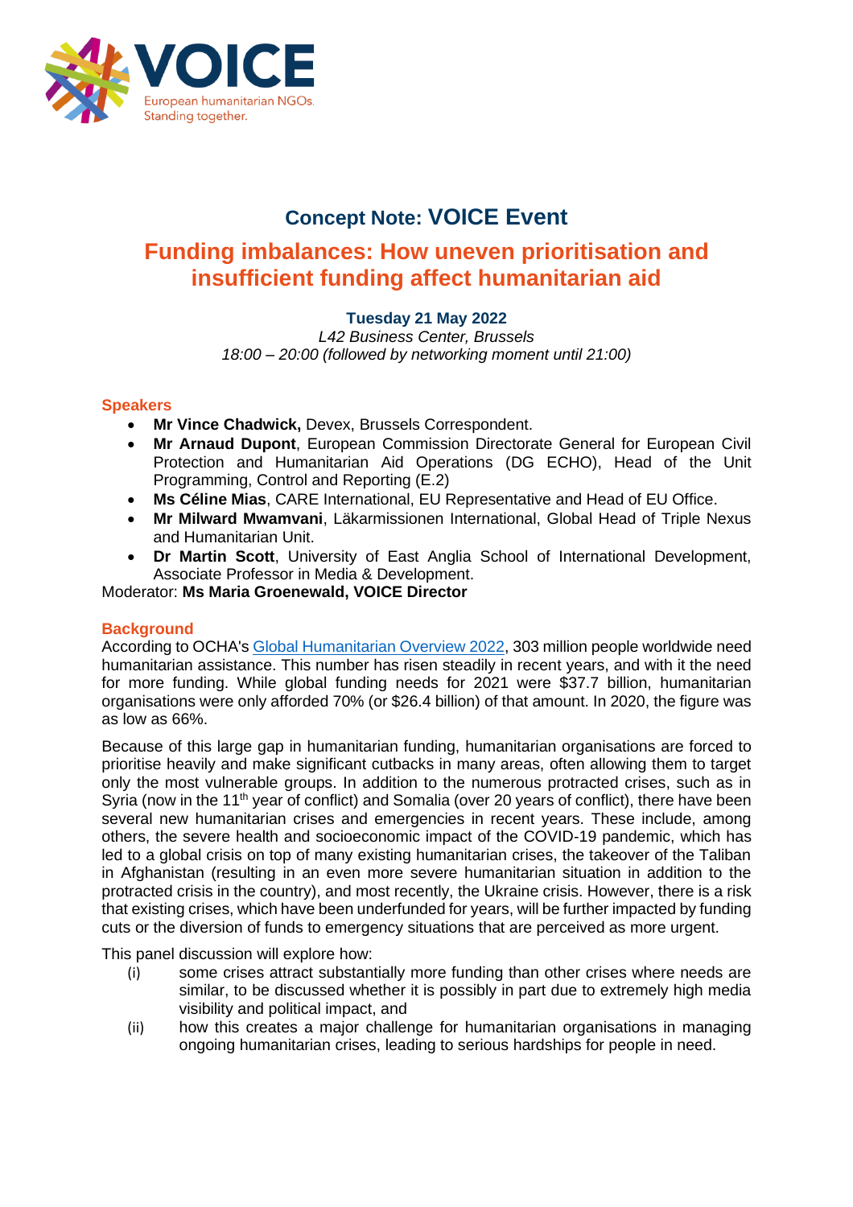VOICE

European humanitarian NGOs. Standing together.

## Concept Note: VOICE Event

# Funding imbalances: How uneven prioritisation and insufficient funding affect humanitarian aid

**Tuesday 21 May 2022**

*L42 Business Center, Brussels*

*18:00 – 20:00 (followed by networking moment until 21:00)*

### Speakers

- **Mr Vince Chadwick,** Devex, Brussels Correspondent.
- **Mr Arnaud Dupont**, European Commission Directorate General for European Civil Protection and Humanitarian Aid Operations (DG ECHO), Head of the Unit Programming, Control and Reporting (E.2)
- **Ms Céline Mias**, CARE International, EU Representative and Head of EU Office.
- **Mr Milward Mwamvani**, Läkarmissionen International, Global Head of Triple Nexus and Humanitarian Unit.
- **Dr Martin Scott**, University of East Anglia School of International Development, Associate Professor in Media & Development.

Moderator: **Ms Maria Groenewald, VOICE Director**

### Background

According to OCHA's Global Humanitarian Overview 2022, 303 million people worldwide need humanitarian assistance. This number has risen steadily in recent years, and with it the need for more funding. While global funding needs for 2021 were $37.7 billion, humanitarian organisations were only afforded 70% (or $26.4 billion) of that amount. In 2020, the figure was as low as 66%.

Because of this large gap in humanitarian funding, humanitarian organisations are forced to prioritise heavily and make significant cutbacks in many areas, often allowing them to target only the most vulnerable groups. In addition to the numerous protracted crises, such as in Syria (now in the 11th year of conflict) and Somalia (over 20 years of conflict), there have been several new humanitarian crises and emergencies in recent years. These include, among others, the severe health and socioeconomic impact of the COVID-19 pandemic, which has led to a global crisis on top of many existing humanitarian crises, the takeover of the Taliban in Afghanistan (resulting in an even more severe humanitarian situation in addition to the protracted crisis in the country), and most recently, the Ukraine crisis. However, there is a risk that existing crises, which have been underfunded for years, will be further impacted by funding cuts or the diversion of funds to emergency situations that are perceived as more urgent.

This panel discussion will explore how:

(i) some crises attract substantially more funding than other crises where needs are similar, to be discussed whether it is possibly in part due to extremely high media visibility and political impact, and

(ii) how this creates a major challenge for humanitarian organisations in managing ongoing humanitarian crises, leading to serious hardships for people in need.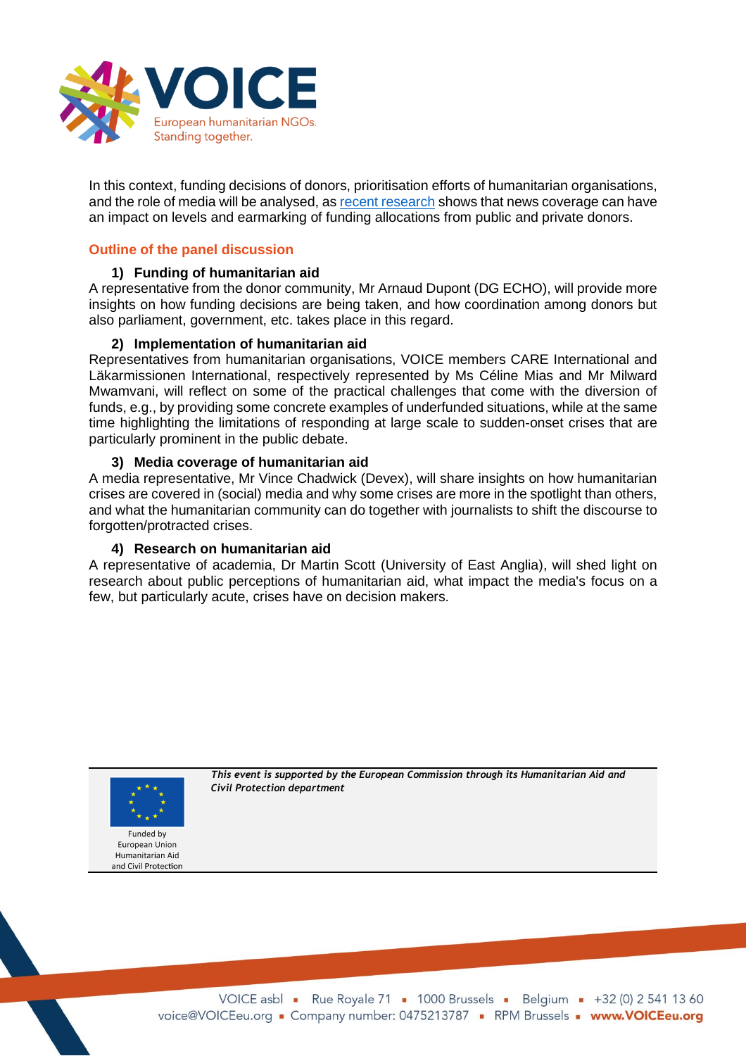In this context, funding decisions of donors, prioritisation efforts of humanitarian organisations, and the role of media will be analysed, as recent research shows that news coverage can have an impact on levels and earmarking of funding allocations from public and private donors.

## Outline of the panel discussion

### 1) Funding of humanitarian aid

A representative from the donor community, Mr Arnaud Dupont (DG ECHO), will provide more insights on how funding decisions are being taken, and how coordination among donors but also parliament, government, etc. takes place in this regard.

### 2) Implementation of humanitarian aid

Representatives from humanitarian organisations, VOICE members CARE International and Läkarmissionen International, respectively represented by Ms Céline Mias and Mr Milward Mwamvani, will reflect on some of the practical challenges that come with the diversion of funds, e.g., by providing some concrete examples of underfunded situations, while at the same time highlighting the limitations of responding at large scale to sudden-onset crises that are particularly prominent in the public debate.

### 3) Media coverage of humanitarian aid

A media representative, Mr Vince Chadwick (Devex), will share insights on how humanitarian crises are covered in (social) media and why some crises are more in the spotlight than others, and what the humanitarian community can do together with journalists to shift the discourse to forgotten/protracted crises.

### 4) Research on humanitarian aid

A representative of academia, Dr Martin Scott (University of East Anglia), will shed light on research about public perceptions of humanitarian aid, what impact the media's focus on a few, but particularly acute, crises have on decision makers.

Funded by European Union Humanitarian Aid and Civil Protection

***This event is supported by the European Commission through its Humanitarian Aid and Civil Protection department***